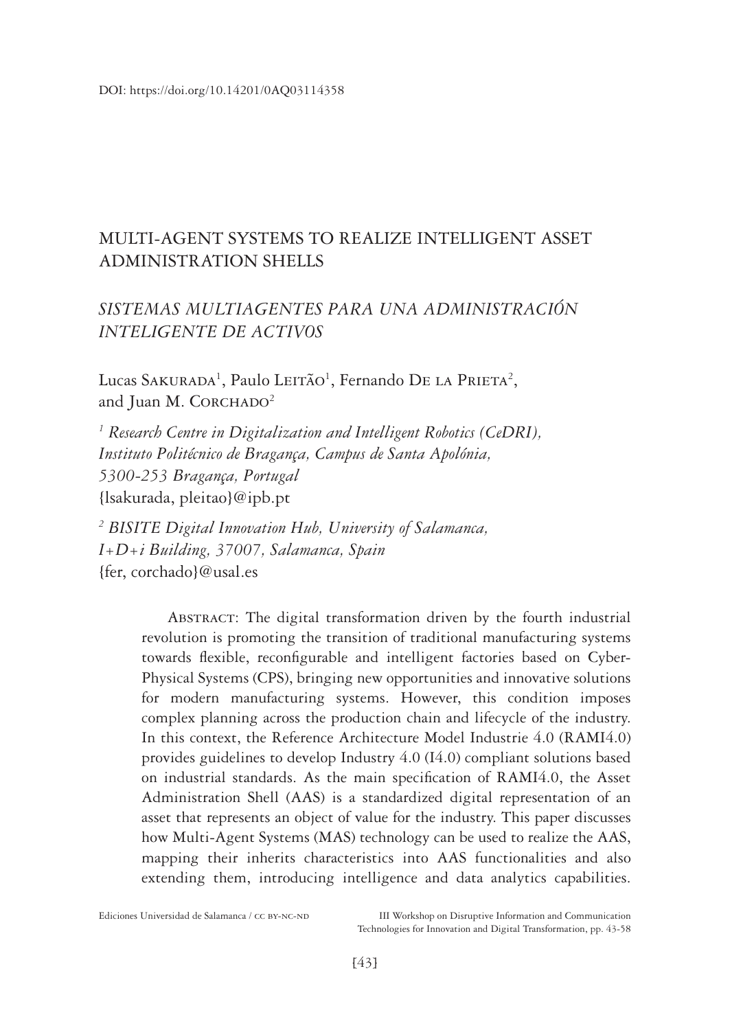DOI: https://doi.org/10.14201/0AQ03114358

# MULTI-AGENT SYSTEMS TO REALIZE INTELLIGENT ASSET ADMINISTRATION SHELLS

## *SISTEMAS MULTIAGENTES PARA UNA ADMINISTRACIÓN INTELIGENTE DE ACTIV0S*

Lucas Sakurada[1], Paulo Leitão[1], Fernando De la Prieta[2], and Juan M. Corchado[2]

[1] *Research Centre in Digitalization and Intelligent Robotics (CeDRI), Instituto Politécnico de Bragança, Campus de Santa Apolónia, 5300-253 Bragança, Portugal*
{lsakurada, pleitao}@ipb.pt

[2] *BISITE Digital Innovation Hub, University of Salamanca, I+D+i Building, 37007, Salamanca, Spain*
{fer, corchado}@usal.es

Abstract: The digital transformation driven by the fourth industrial revolution is promoting the transition of traditional manufacturing systems towards flexible, reconfigurable and intelligent factories based on Cyber-Physical Systems (CPS), bringing new opportunities and innovative solutions for modern manufacturing systems. However, this condition imposes complex planning across the production chain and lifecycle of the industry. In this context, the Reference Architecture Model Industrie 4.0 (RAMI4.0) provides guidelines to develop Industry 4.0 (I4.0) compliant solutions based on industrial standards. As the main specification of RAMI4.0, the Asset Administration Shell (AAS) is a standardized digital representation of an asset that represents an object of value for the industry. This paper discusses how Multi-Agent Systems (MAS) technology can be used to realize the AAS, mapping their inherits characteristics into AAS functionalities and also extending them, introducing intelligence and data analytics capabilities.

Ediciones Universidad de Salamanca / cc by-nc-nd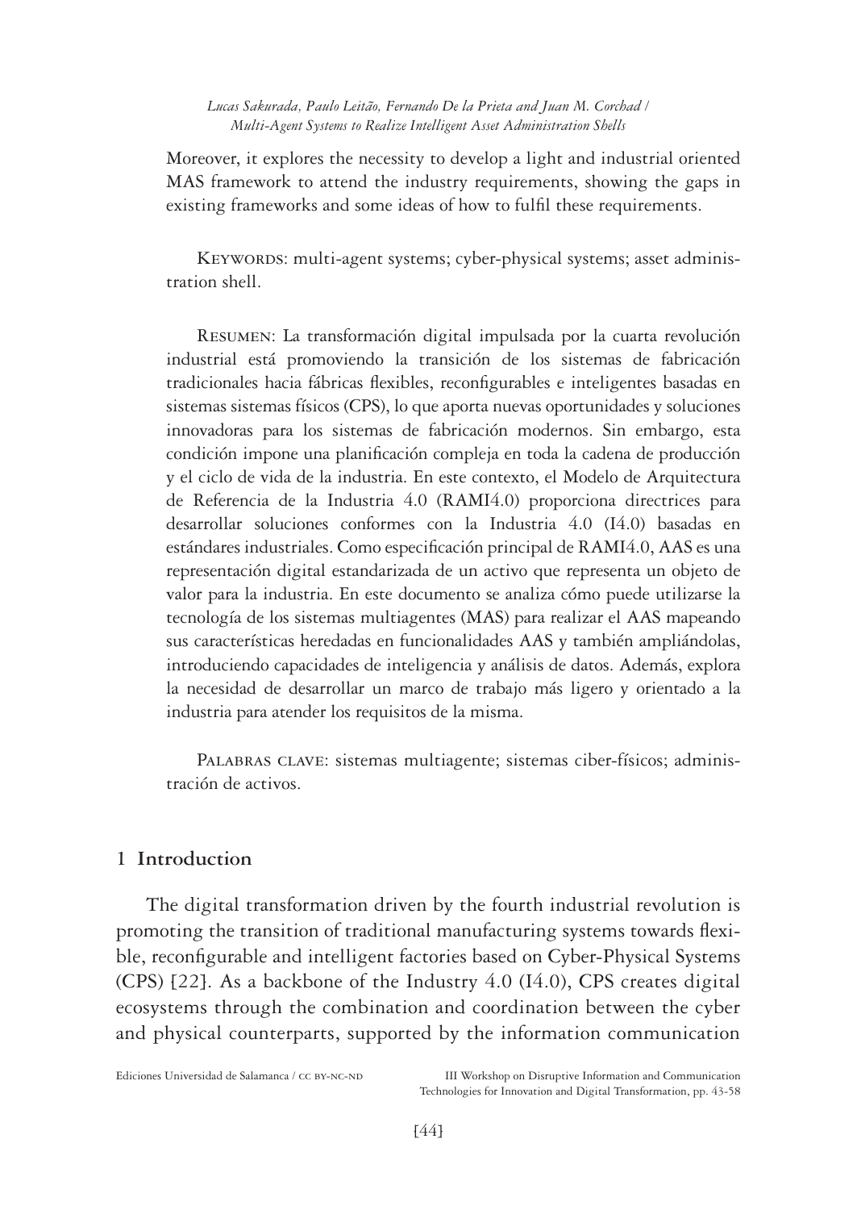Moreover, it explores the necessity to develop a light and industrial oriented MAS framework to attend the industry requirements, showing the gaps in existing frameworks and some ideas of how to fulfil these requirements.

KEYWORDS: multi-agent systems; cyber-physical systems; asset administration shell.

RESUMEN: La transformación digital impulsada por la cuarta revolución industrial está promoviendo la transición de los sistemas de fabricación tradicionales hacia fábricas flexibles, reconfigurables e inteligentes basadas en sistemas sistemas físicos (CPS), lo que aporta nuevas oportunidades y soluciones innovadoras para los sistemas de fabricación modernos. Sin embargo, esta condición impone una planificación compleja en toda la cadena de producción y el ciclo de vida de la industria. En este contexto, el Modelo de Arquitectura de Referencia de la Industria 4.0 (RAMI4.0) proporciona directrices para desarrollar soluciones conformes con la Industria 4.0 (I4.0) basadas en estándares industriales. Como especificación principal de RAMI4.0, AAS es una representación digital estandarizada de un activo que representa un objeto de valor para la industria. En este documento se analiza cómo puede utilizarse la tecnología de los sistemas multiagentes (MAS) para realizar el AAS mapeando sus características heredadas en funcionalidades AAS y también ampliándolas, introduciendo capacidades de inteligencia y análisis de datos. Además, explora la necesidad de desarrollar un marco de trabajo más ligero y orientado a la industria para atender los requisitos de la misma.

PALABRAS CLAVE: sistemas multiagente; sistemas ciber-físicos; administración de activos.

## 1 Introduction

The digital transformation driven by the fourth industrial revolution is promoting the transition of traditional manufacturing systems towards flexible, reconfigurable and intelligent factories based on Cyber-Physical Systems (CPS) [22]. As a backbone of the Industry 4.0 (I4.0), CPS creates digital ecosystems through the combination and coordination between the cyber and physical counterparts, supported by the information communication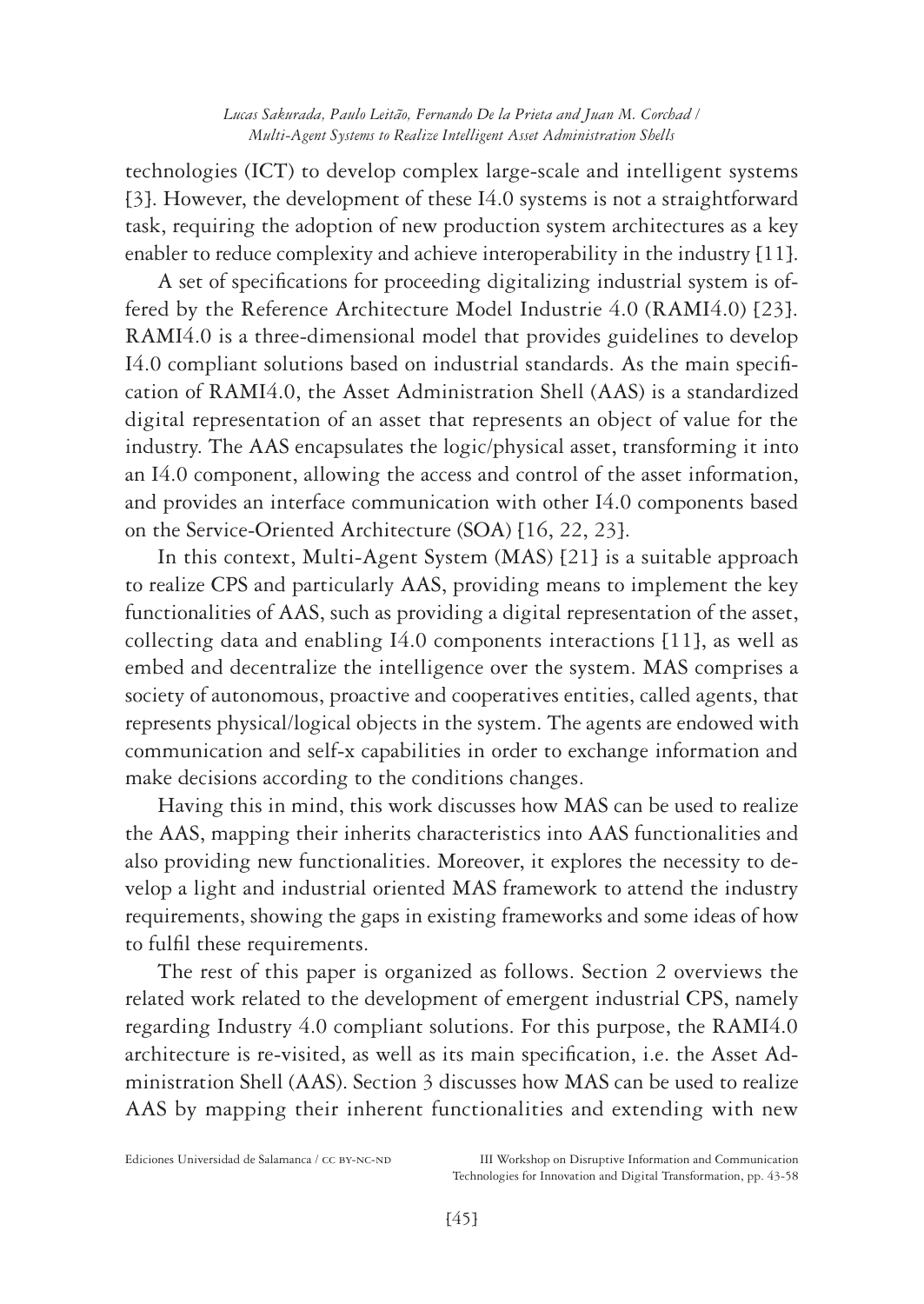technologies (ICT) to develop complex large-scale and intelligent systems [3]. However, the development of these I4.0 systems is not a straightforward task, requiring the adoption of new production system architectures as a key enabler to reduce complexity and achieve interoperability in the industry [11].

A set of specifications for proceeding digitalizing industrial system is offered by the Reference Architecture Model Industrie 4.0 (RAMI4.0) [23]. RAMI4.0 is a three-dimensional model that provides guidelines to develop I4.0 compliant solutions based on industrial standards. As the main specification of RAMI4.0, the Asset Administration Shell (AAS) is a standardized digital representation of an asset that represents an object of value for the industry. The AAS encapsulates the logic/physical asset, transforming it into an I4.0 component, allowing the access and control of the asset information, and provides an interface communication with other I4.0 components based on the Service-Oriented Architecture (SOA) [16, 22, 23].

In this context, Multi-Agent System (MAS) [21] is a suitable approach to realize CPS and particularly AAS, providing means to implement the key functionalities of AAS, such as providing a digital representation of the asset, collecting data and enabling I4.0 components interactions [11], as well as embed and decentralize the intelligence over the system. MAS comprises a society of autonomous, proactive and cooperatives entities, called agents, that represents physical/logical objects in the system. The agents are endowed with communication and self-x capabilities in order to exchange information and make decisions according to the conditions changes.

Having this in mind, this work discusses how MAS can be used to realize the AAS, mapping their inherits characteristics into AAS functionalities and also providing new functionalities. Moreover, it explores the necessity to develop a light and industrial oriented MAS framework to attend the industry requirements, showing the gaps in existing frameworks and some ideas of how to fulfil these requirements.

The rest of this paper is organized as follows. Section 2 overviews the related work related to the development of emergent industrial CPS, namely regarding Industry 4.0 compliant solutions. For this purpose, the RAMI4.0 architecture is re-visited, as well as its main specification, i.e. the Asset Administration Shell (AAS). Section 3 discusses how MAS can be used to realize AAS by mapping their inherent functionalities and extending with new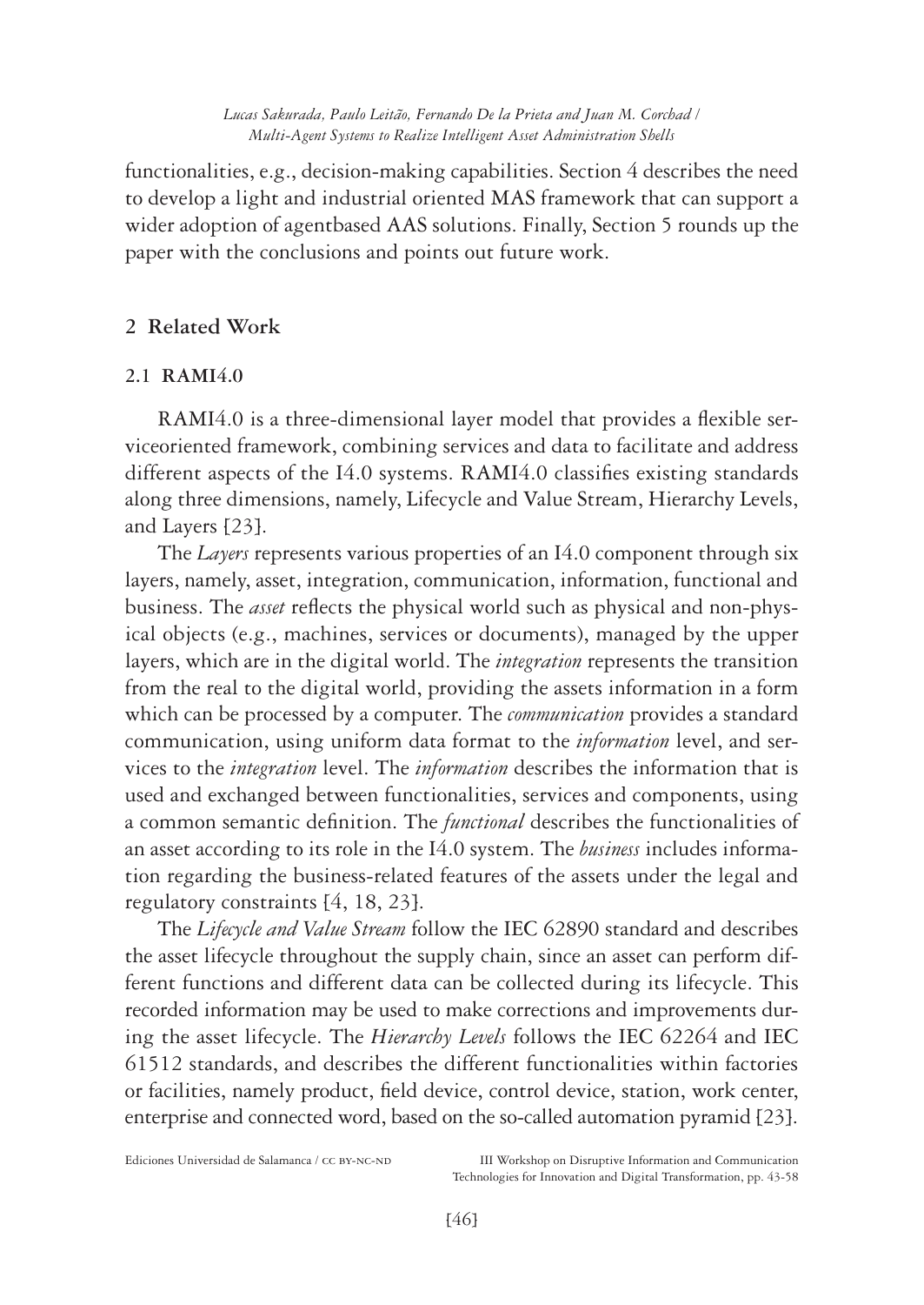functionalities, e.g., decision-making capabilities. Section 4 describes the need to develop a light and industrial oriented MAS framework that can support a wider adoption of agentbased AAS solutions. Finally, Section 5 rounds up the paper with the conclusions and points out future work.

## 2 Related Work

### 2.1 RAMI4.0

RAMI4.0 is a three-dimensional layer model that provides a flexible serviceoriented framework, combining services and data to facilitate and address different aspects of the I4.0 systems. RAMI4.0 classifies existing standards along three dimensions, namely, Lifecycle and Value Stream, Hierarchy Levels, and Layers [23].

The *Layers* represents various properties of an I4.0 component through six layers, namely, asset, integration, communication, information, functional and business. The *asset* reflects the physical world such as physical and non-physical objects (e.g., machines, services or documents), managed by the upper layers, which are in the digital world. The *integration* represents the transition from the real to the digital world, providing the assets information in a form which can be processed by a computer. The *communication* provides a standard communication, using uniform data format to the *information* level, and services to the *integration* level. The *information* describes the information that is used and exchanged between functionalities, services and components, using a common semantic definition. The *functional* describes the functionalities of an asset according to its role in the I4.0 system. The *business* includes information regarding the business-related features of the assets under the legal and regulatory constraints [4, 18, 23].

The *Lifecycle and Value Stream* follow the IEC 62890 standard and describes the asset lifecycle throughout the supply chain, since an asset can perform different functions and different data can be collected during its lifecycle. This recorded information may be used to make corrections and improvements during the asset lifecycle. The *Hierarchy Levels* follows the IEC 62264 and IEC 61512 standards, and describes the different functionalities within factories or facilities, namely product, field device, control device, station, work center, enterprise and connected word, based on the so-called automation pyramid [23].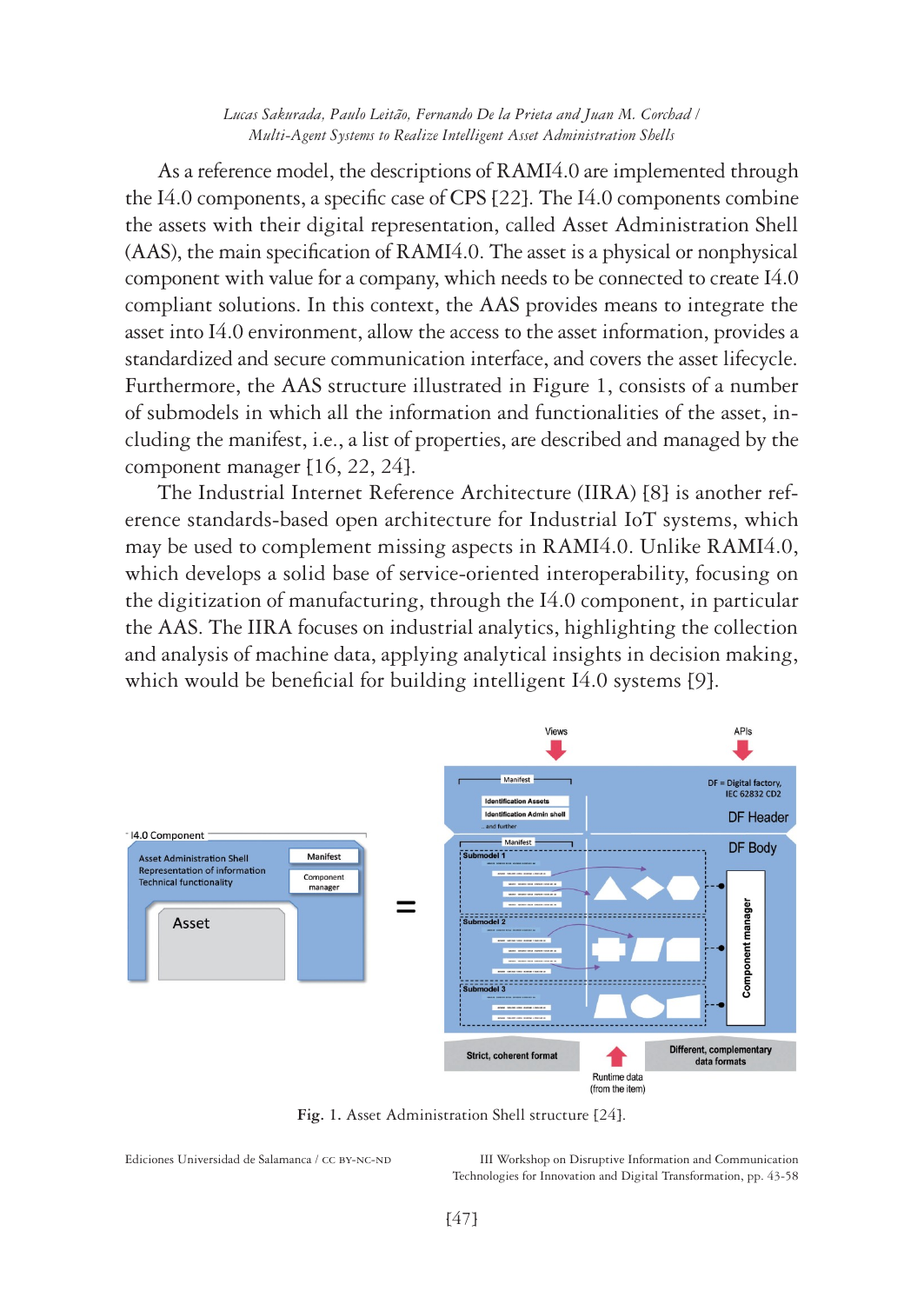As a reference model, the descriptions of RAMI4.0 are implemented through the I4.0 components, a specific case of CPS [22]. The I4.0 components combine the assets with their digital representation, called Asset Administration Shell (AAS), the main specification of RAMI4.0. The asset is a physical or nonphysical component with value for a company, which needs to be connected to create I4.0 compliant solutions. In this context, the AAS provides means to integrate the asset into I4.0 environment, allow the access to the asset information, provides a standardized and secure communication interface, and covers the asset lifecycle. Furthermore, the AAS structure illustrated in Figure 1, consists of a number of submodels in which all the information and functionalities of the asset, including the manifest, i.e., a list of properties, are described and managed by the component manager [16, 22, 24].

The Industrial Internet Reference Architecture (IIRA) [8] is another reference standards-based open architecture for Industrial IoT systems, which may be used to complement missing aspects in RAMI4.0. Unlike RAMI4.0, which develops a solid base of service-oriented interoperability, focusing on the digitization of manufacturing, through the I4.0 component, in particular the AAS. The IIRA focuses on industrial analytics, highlighting the collection and analysis of machine data, applying analytical insights in decision making, which would be beneficial for building intelligent I4.0 systems [9].

I4.0 Component
Asset Administration Shell
Representation of information
Technical functionality
Manifest
Component manager
Asset

=

Views
APIs
Manifest
Identification Assets
Identification Admin shell
... and further
DF = Digital factory, IEC 62832 CD2
DF Header
DF Body
Manifest
Submodel 1
Submodel 2
Submodel 3
Component manager
Strict, coherent format
Different, complementary data formats
Runtime data (from the item)

**Fig. 1.** Asset Administration Shell structure [24].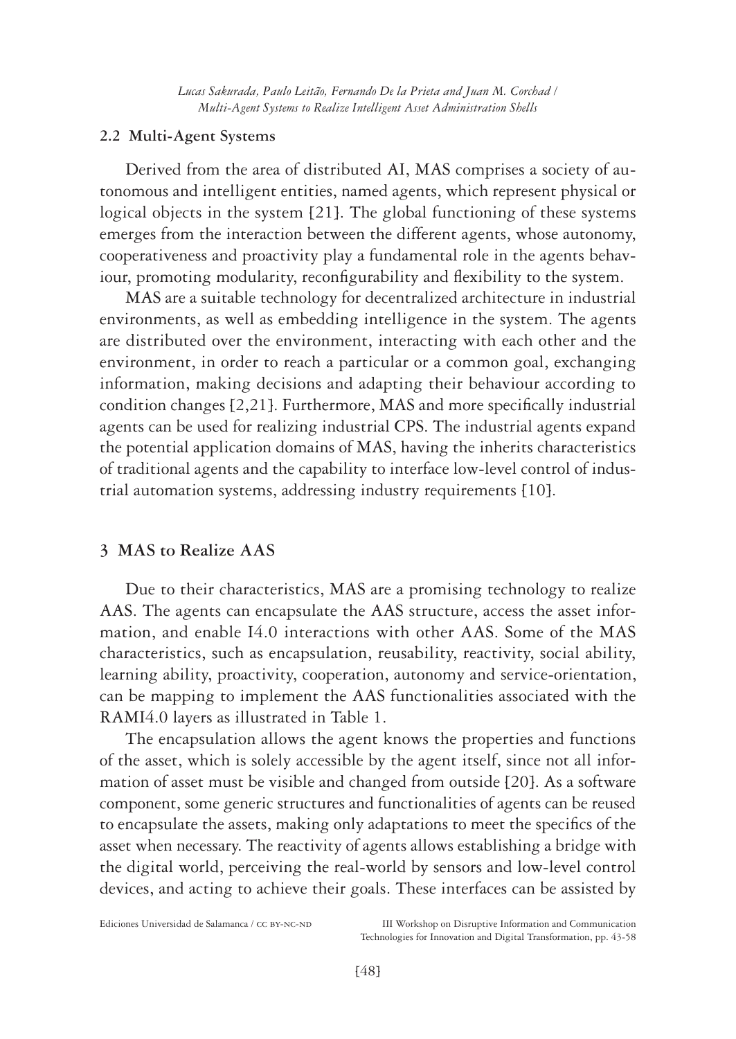## 2.2 Multi-Agent Systems

Derived from the area of distributed AI, MAS comprises a society of autonomous and intelligent entities, named agents, which represent physical or logical objects in the system [21]. The global functioning of these systems emerges from the interaction between the different agents, whose autonomy, cooperativeness and proactivity play a fundamental role in the agents behaviour, promoting modularity, reconfigurability and flexibility to the system.

MAS are a suitable technology for decentralized architecture in industrial environments, as well as embedding intelligence in the system. The agents are distributed over the environment, interacting with each other and the environment, in order to reach a particular or a common goal, exchanging information, making decisions and adapting their behaviour according to condition changes [2,21]. Furthermore, MAS and more specifically industrial agents can be used for realizing industrial CPS. The industrial agents expand the potential application domains of MAS, having the inherits characteristics of traditional agents and the capability to interface low-level control of industrial automation systems, addressing industry requirements [10].

# 3 MAS to Realize AAS

Due to their characteristics, MAS are a promising technology to realize AAS. The agents can encapsulate the AAS structure, access the asset information, and enable I4.0 interactions with other AAS. Some of the MAS characteristics, such as encapsulation, reusability, reactivity, social ability, learning ability, proactivity, cooperation, autonomy and service-orientation, can be mapping to implement the AAS functionalities associated with the RAMI4.0 layers as illustrated in Table 1.

The encapsulation allows the agent knows the properties and functions of the asset, which is solely accessible by the agent itself, since not all information of asset must be visible and changed from outside [20]. As a software component, some generic structures and functionalities of agents can be reused to encapsulate the assets, making only adaptations to meet the specifics of the asset when necessary. The reactivity of agents allows establishing a bridge with the digital world, perceiving the real-world by sensors and low-level control devices, and acting to achieve their goals. These interfaces can be assisted by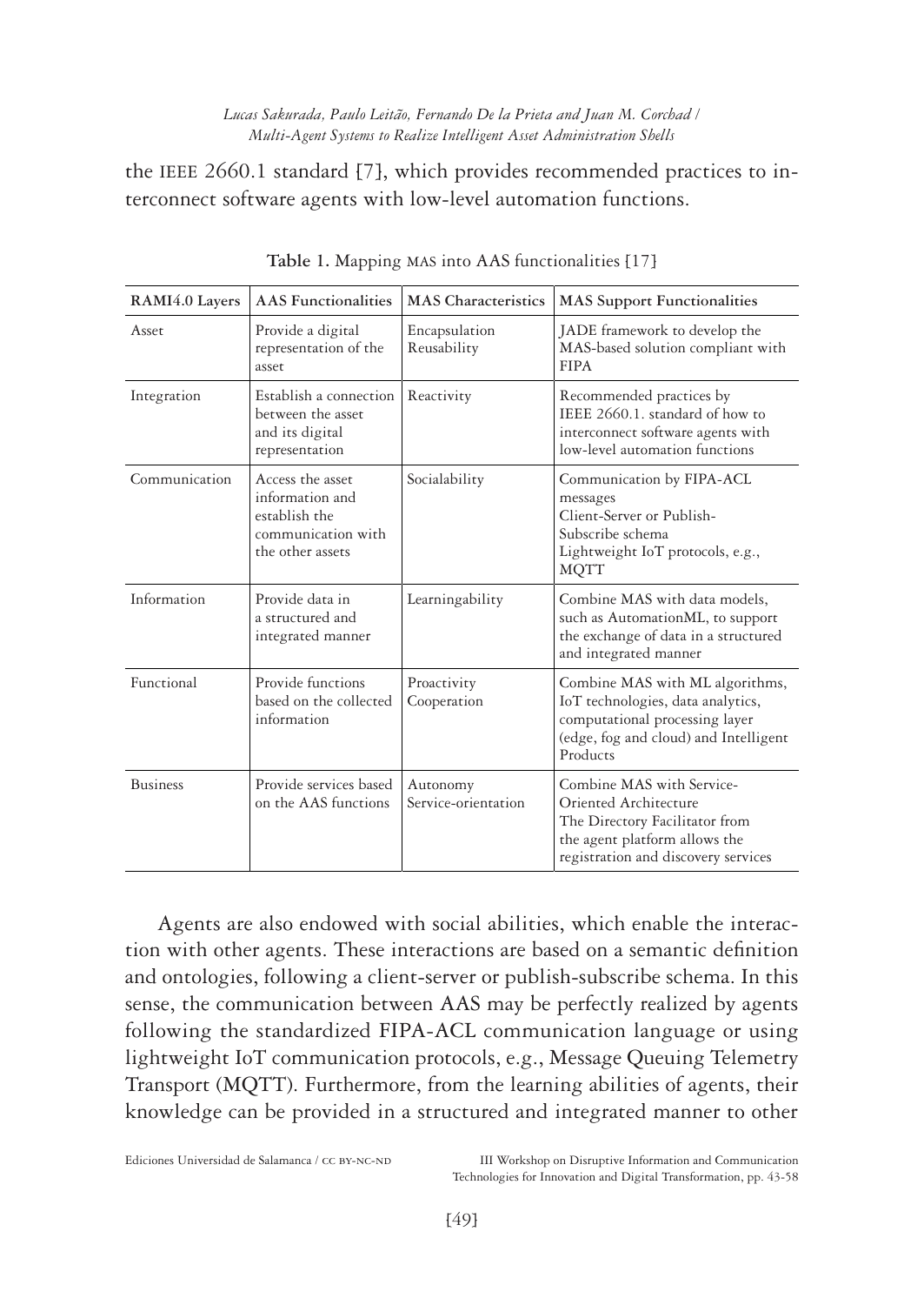the IEEE 2660.1 standard [7], which provides recommended practices to interconnect software agents with low-level automation functions.

**Table 1.** Mapping MAS into AAS functionalities [17]

| RAMI4.0 Layers | AAS Functionalities | MAS Characteristics | MAS Support Functionalities |
|---|---|---|---|
| Asset | Provide a digital representation of the asset | Encapsulation Reusability | JADE framework to develop the MAS-based solution compliant with FIPA |
| Integration | Establish a connection between the asset and its digital representation | Reactivity | Recommended practices by IEEE 2660.1. standard of how to interconnect software agents with low-level automation functions |
| Communication | Access the asset information and establish the communication with the other assets | Socialability | Communication by FIPA-ACL messages<br>Client-Server or Publish-Subscribe schema<br>Lightweight IoT protocols, e.g., MQTT |
| Information | Provide data in a structured and integrated manner | Learningability | Combine MAS with data models, such as AutomationML, to support the exchange of data in a structured and integrated manner |
| Functional | Provide functions based on the collected information | Proactivity Cooperation | Combine MAS with ML algorithms, IoT technologies, data analytics, computational processing layer (edge, fog and cloud) and Intelligent Products |
| Business | Provide services based on the AAS functions | Autonomy Service-orientation | Combine MAS with Service-Oriented Architecture<br>The Directory Facilitator from the agent platform allows the registration and discovery services |

Agents are also endowed with social abilities, which enable the interaction with other agents. These interactions are based on a semantic definition and ontologies, following a client-server or publish-subscribe schema. In this sense, the communication between AAS may be perfectly realized by agents following the standardized FIPA-ACL communication language or using lightweight IoT communication protocols, e.g., Message Queuing Telemetry Transport (MQTT). Furthermore, from the learning abilities of agents, their knowledge can be provided in a structured and integrated manner to other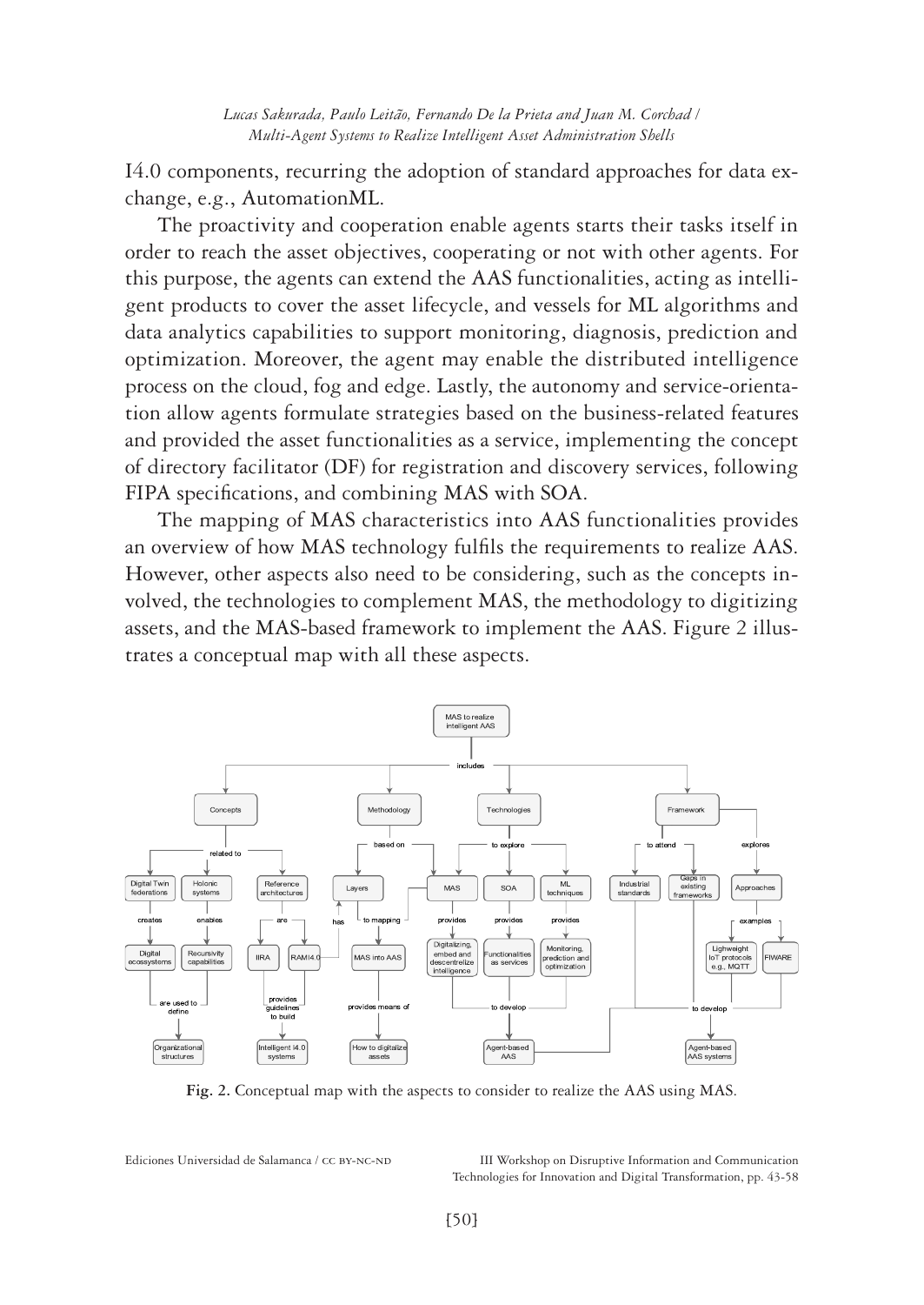I4.0 components, recurring the adoption of standard approaches for data exchange, e.g., AutomationML.

The proactivity and cooperation enable agents starts their tasks itself in order to reach the asset objectives, cooperating or not with other agents. For this purpose, the agents can extend the AAS functionalities, acting as intelligent products to cover the asset lifecycle, and vessels for ML algorithms and data analytics capabilities to support monitoring, diagnosis, prediction and optimization. Moreover, the agent may enable the distributed intelligence process on the cloud, fog and edge. Lastly, the autonomy and service-orientation allow agents formulate strategies based on the business-related features and provided the asset functionalities as a service, implementing the concept of directory facilitator (DF) for registration and discovery services, following FIPA specifications, and combining MAS with SOA.

The mapping of MAS characteristics into AAS functionalities provides an overview of how MAS technology fulfils the requirements to realize AAS. However, other aspects also need to be considering, such as the concepts involved, the technologies to complement MAS, the methodology to digitizing assets, and the MAS-based framework to implement the AAS. Figure 2 illustrates a conceptual map with all these aspects.

**Fig. 2.** Conceptual map with the aspects to consider to realize the AAS using MAS.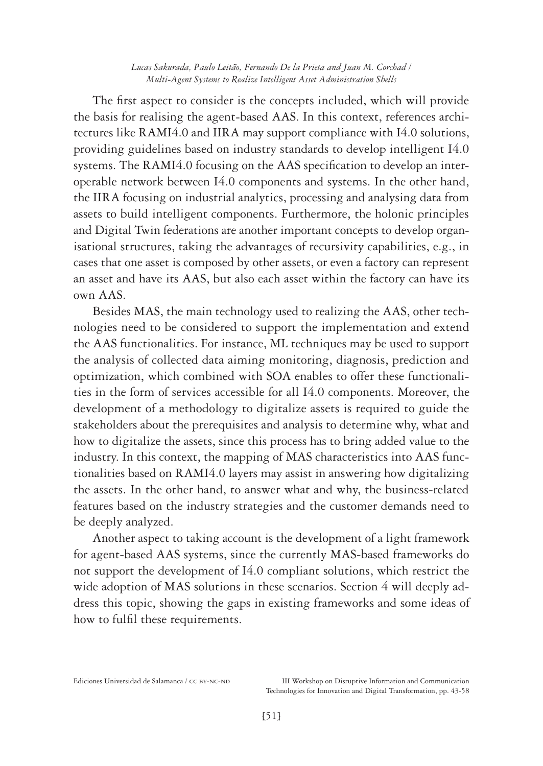The first aspect to consider is the concepts included, which will provide the basis for realising the agent-based AAS. In this context, references architectures like RAMI4.0 and IIRA may support compliance with I4.0 solutions, providing guidelines based on industry standards to develop intelligent I4.0 systems. The RAMI4.0 focusing on the AAS specification to develop an interoperable network between I4.0 components and systems. In the other hand, the IIRA focusing on industrial analytics, processing and analysing data from assets to build intelligent components. Furthermore, the holonic principles and Digital Twin federations are another important concepts to develop organisational structures, taking the advantages of recursivity capabilities, e.g., in cases that one asset is composed by other assets, or even a factory can represent an asset and have its AAS, but also each asset within the factory can have its own AAS.

Besides MAS, the main technology used to realizing the AAS, other technologies need to be considered to support the implementation and extend the AAS functionalities. For instance, ML techniques may be used to support the analysis of collected data aiming monitoring, diagnosis, prediction and optimization, which combined with SOA enables to offer these functionalities in the form of services accessible for all I4.0 components. Moreover, the development of a methodology to digitalize assets is required to guide the stakeholders about the prerequisites and analysis to determine why, what and how to digitalize the assets, since this process has to bring added value to the industry. In this context, the mapping of MAS characteristics into AAS functionalities based on RAMI4.0 layers may assist in answering how digitalizing the assets. In the other hand, to answer what and why, the business-related features based on the industry strategies and the customer demands need to be deeply analyzed.

Another aspect to taking account is the development of a light framework for agent-based AAS systems, since the currently MAS-based frameworks do not support the development of I4.0 compliant solutions, which restrict the wide adoption of MAS solutions in these scenarios. Section 4 will deeply address this topic, showing the gaps in existing frameworks and some ideas of how to fulfil these requirements.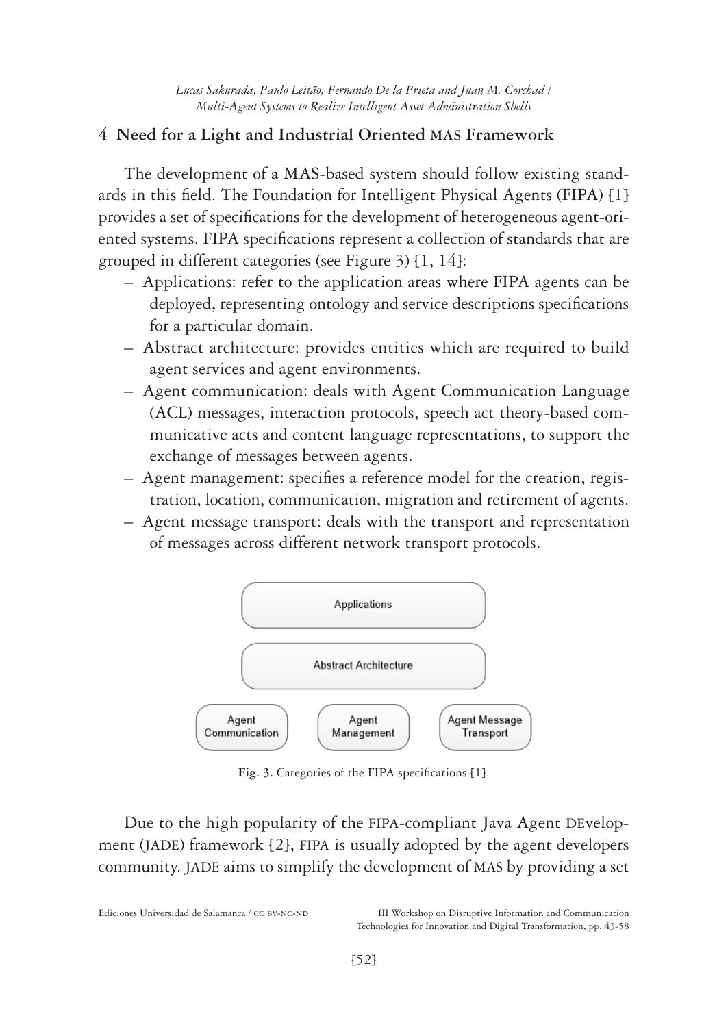## 4 Need for a Light and Industrial Oriented MAS Framework

The development of a MAS-based system should follow existing standards in this field. The Foundation for Intelligent Physical Agents (FIPA) [1] provides a set of specifications for the development of heterogeneous agent-oriented systems. FIPA specifications represent a collection of standards that are grouped in different categories (see Figure 3) [1, 14]:

- Applications: refer to the application areas where FIPA agents can be deployed, representing ontology and service descriptions specifications for a particular domain.
- Abstract architecture: provides entities which are required to build agent services and agent environments.
- Agent communication: deals with Agent Communication Language (ACL) messages, interaction protocols, speech act theory-based communicative acts and content language representations, to support the exchange of messages between agents.
- Agent management: specifies a reference model for the creation, registration, location, communication, migration and retirement of agents.
- Agent message transport: deals with the transport and representation of messages across different network transport protocols.

Applications

Abstract Architecture

Agent Communication

Agent Management

Agent Message Transport

**Fig. 3.** Categories of the FIPA specifications [1].

Due to the high popularity of the FIPA-compliant Java Agent DEvelopment (JADE) framework [2], FIPA is usually adopted by the agent developers community. JADE aims to simplify the development of MAS by providing a set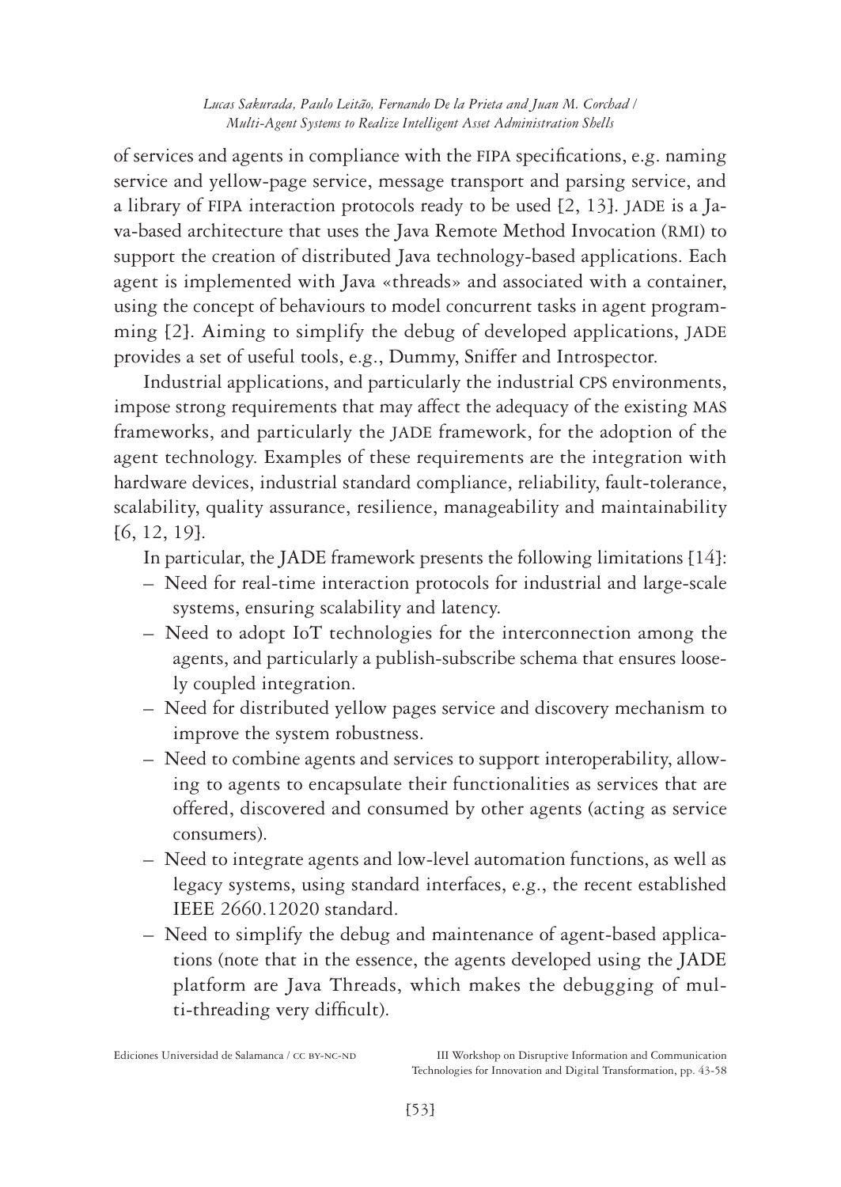of services and agents in compliance with the FIPA specifications, e.g. naming service and yellow-page service, message transport and parsing service, and a library of FIPA interaction protocols ready to be used [2, 13]. JADE is a Java-based architecture that uses the Java Remote Method Invocation (RMI) to support the creation of distributed Java technology-based applications. Each agent is implemented with Java «threads» and associated with a container, using the concept of behaviours to model concurrent tasks in agent programming [2]. Aiming to simplify the debug of developed applications, JADE provides a set of useful tools, e.g., Dummy, Sniffer and Introspector.

Industrial applications, and particularly the industrial CPS environments, impose strong requirements that may affect the adequacy of the existing MAS frameworks, and particularly the JADE framework, for the adoption of the agent technology. Examples of these requirements are the integration with hardware devices, industrial standard compliance, reliability, fault-tolerance, scalability, quality assurance, resilience, manageability and maintainability [6, 12, 19].

In particular, the JADE framework presents the following limitations [14]:

- Need for real-time interaction protocols for industrial and large-scale systems, ensuring scalability and latency.
- Need to adopt IoT technologies for the interconnection among the agents, and particularly a publish-subscribe schema that ensures loosely coupled integration.
- Need for distributed yellow pages service and discovery mechanism to improve the system robustness.
- Need to combine agents and services to support interoperability, allowing to agents to encapsulate their functionalities as services that are offered, discovered and consumed by other agents (acting as service consumers).
- Need to integrate agents and low-level automation functions, as well as legacy systems, using standard interfaces, e.g., the recent established IEEE 2660.12020 standard.
- Need to simplify the debug and maintenance of agent-based applications (note that in the essence, the agents developed using the JADE platform are Java Threads, which makes the debugging of multi-threading very difficult).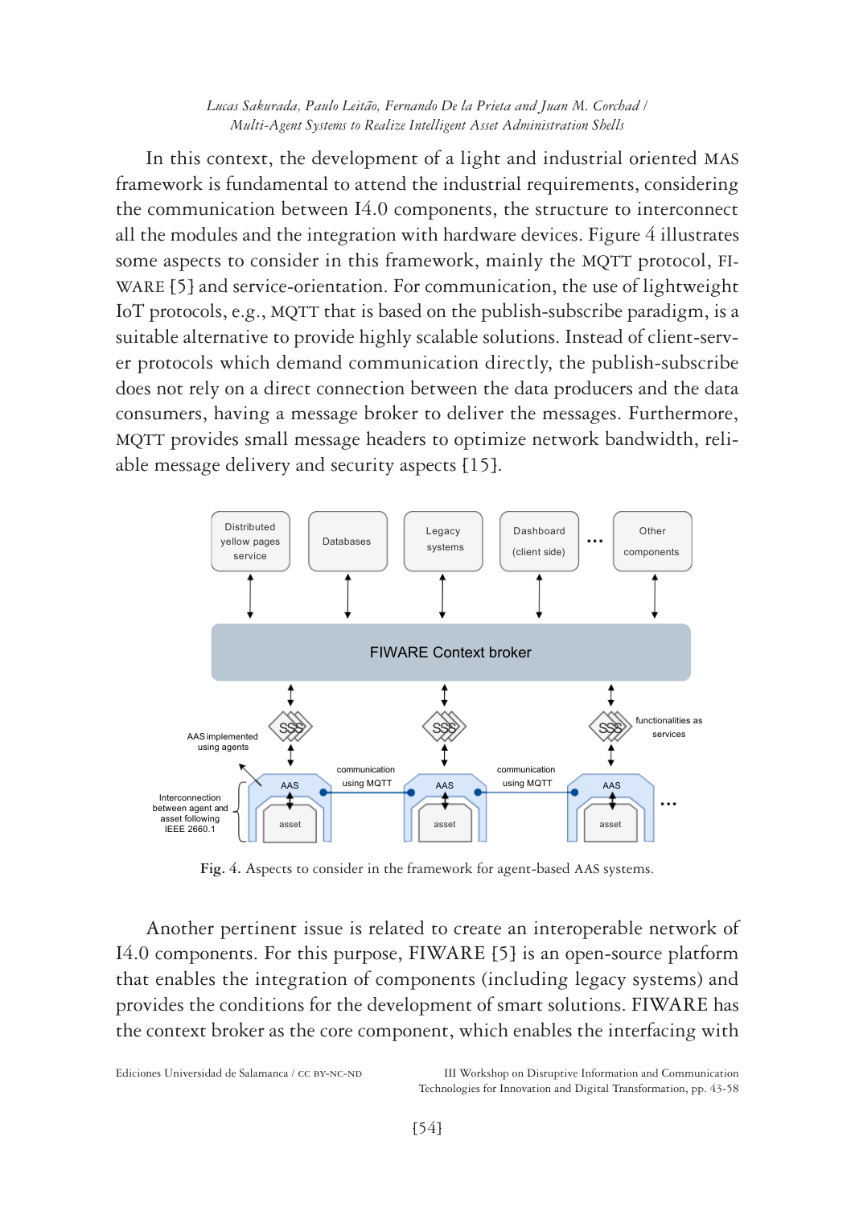In this context, the development of a light and industrial oriented MAS framework is fundamental to attend the industrial requirements, considering the communication between I4.0 components, the structure to interconnect all the modules and the integration with hardware devices. Figure 4 illustrates some aspects to consider in this framework, mainly the MQTT protocol, FIWARE [5] and service-orientation. For communication, the use of lightweight IoT protocols, e.g., MQTT that is based on the publish-subscribe paradigm, is a suitable alternative to provide highly scalable solutions. Instead of client-server protocols which demand communication directly, the publish-subscribe does not rely on a direct connection between the data producers and the data consumers, having a message broker to deliver the messages. Furthermore, MQTT provides small message headers to optimize network bandwidth, reliable message delivery and security aspects [15].

Distributed yellow pages service

Databases

Legacy systems

Dashboard (client side)

...

Other components

FIWARE Context broker

AAS implemented using agents

functionalities as services

communication using MQTT

communication using MQTT

AAS

asset

Interconnection between agent and asset following IEEE 2660.1

**Fig. 4.** Aspects to consider in the framework for agent-based AAS systems.

Another pertinent issue is related to create an interoperable network of I4.0 components. For this purpose, FIWARE [5] is an open-source platform that enables the integration of components (including legacy systems) and provides the conditions for the development of smart solutions. FIWARE has the context broker as the core component, which enables the interfacing with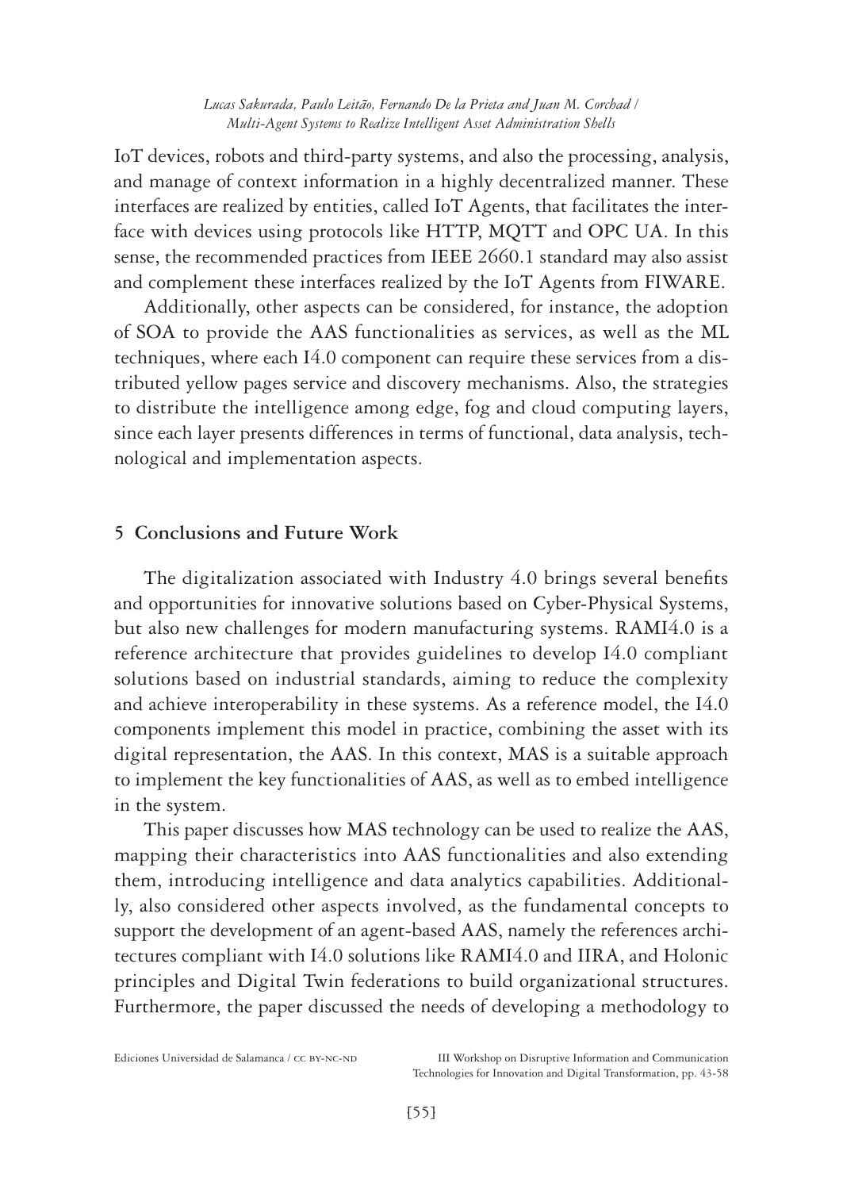IoT devices, robots and third-party systems, and also the processing, analysis, and manage of context information in a highly decentralized manner. These interfaces are realized by entities, called IoT Agents, that facilitates the interface with devices using protocols like HTTP, MQTT and OPC UA. In this sense, the recommended practices from IEEE 2660.1 standard may also assist and complement these interfaces realized by the IoT Agents from FIWARE.

Additionally, other aspects can be considered, for instance, the adoption of SOA to provide the AAS functionalities as services, as well as the ML techniques, where each I4.0 component can require these services from a distributed yellow pages service and discovery mechanisms. Also, the strategies to distribute the intelligence among edge, fog and cloud computing layers, since each layer presents differences in terms of functional, data analysis, technological and implementation aspects.

## 5 Conclusions and Future Work

The digitalization associated with Industry 4.0 brings several benefits and opportunities for innovative solutions based on Cyber-Physical Systems, but also new challenges for modern manufacturing systems. RAMI4.0 is a reference architecture that provides guidelines to develop I4.0 compliant solutions based on industrial standards, aiming to reduce the complexity and achieve interoperability in these systems. As a reference model, the I4.0 components implement this model in practice, combining the asset with its digital representation, the AAS. In this context, MAS is a suitable approach to implement the key functionalities of AAS, as well as to embed intelligence in the system.

This paper discusses how MAS technology can be used to realize the AAS, mapping their characteristics into AAS functionalities and also extending them, introducing intelligence and data analytics capabilities. Additionally, also considered other aspects involved, as the fundamental concepts to support the development of an agent-based AAS, namely the references architectures compliant with I4.0 solutions like RAMI4.0 and IIRA, and Holonic principles and Digital Twin federations to build organizational structures. Furthermore, the paper discussed the needs of developing a methodology to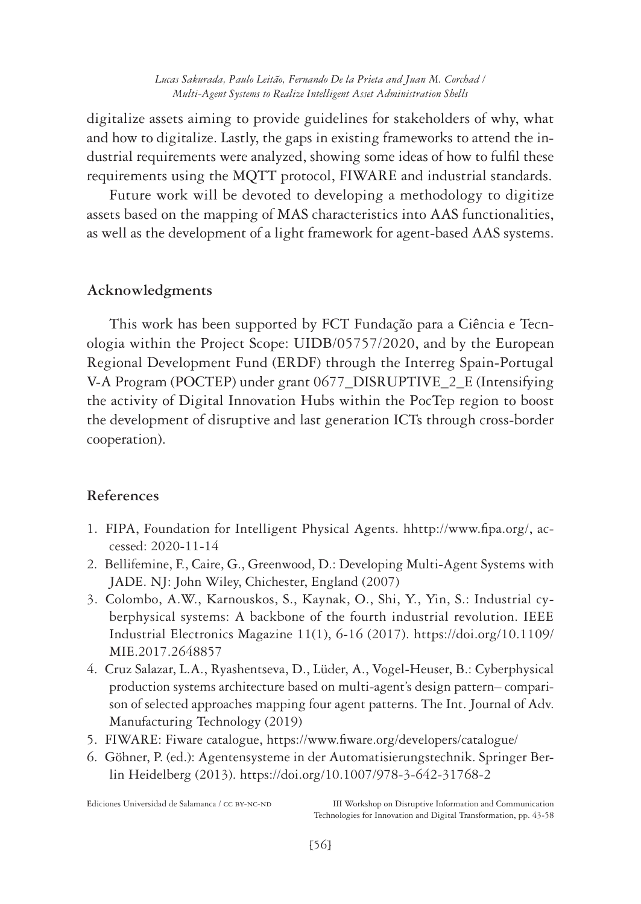digitalize assets aiming to provide guidelines for stakeholders of why, what and how to digitalize. Lastly, the gaps in existing frameworks to attend the industrial requirements were analyzed, showing some ideas of how to fulfil these requirements using the MQTT protocol, FIWARE and industrial standards.

Future work will be devoted to developing a methodology to digitize assets based on the mapping of MAS characteristics into AAS functionalities, as well as the development of a light framework for agent-based AAS systems.

## Acknowledgments

This work has been supported by FCT Fundação para a Ciência e Tecnologia within the Project Scope: UIDB/05757/2020, and by the European Regional Development Fund (ERDF) through the Interreg Spain-Portugal V-A Program (POCTEP) under grant 0677_DISRUPTIVE_2_E (Intensifying the activity of Digital Innovation Hubs within the PocTep region to boost the development of disruptive and last generation ICTs through cross-border cooperation).

## References

1. FIPA, Foundation for Intelligent Physical Agents. hhttp://www.fipa.org/, accessed: 2020-11-14
2. Bellifemine, F., Caire, G., Greenwood, D.: Developing Multi-Agent Systems with JADE. NJ: John Wiley, Chichester, England (2007)
3. Colombo, A.W., Karnouskos, S., Kaynak, O., Shi, Y., Yin, S.: Industrial cyberphysical systems: A backbone of the fourth industrial revolution. IEEE Industrial Electronics Magazine 11(1), 6-16 (2017). https://doi.org/10.1109/MIE.2017.2648857
4. Cruz Salazar, L.A., Ryashentseva, D., Lüder, A., Vogel-Heuser, B.: Cyberphysical production systems architecture based on multi-agent's design pattern– comparison of selected approaches mapping four agent patterns. The Int. Journal of Adv. Manufacturing Technology (2019)
5. FIWARE: Fiware catalogue, https://www.fiware.org/developers/catalogue/
6. Göhner, P. (ed.): Agentensysteme in der Automatisierungstechnik. Springer Berlin Heidelberg (2013). https://doi.org/10.1007/978-3-642-31768-2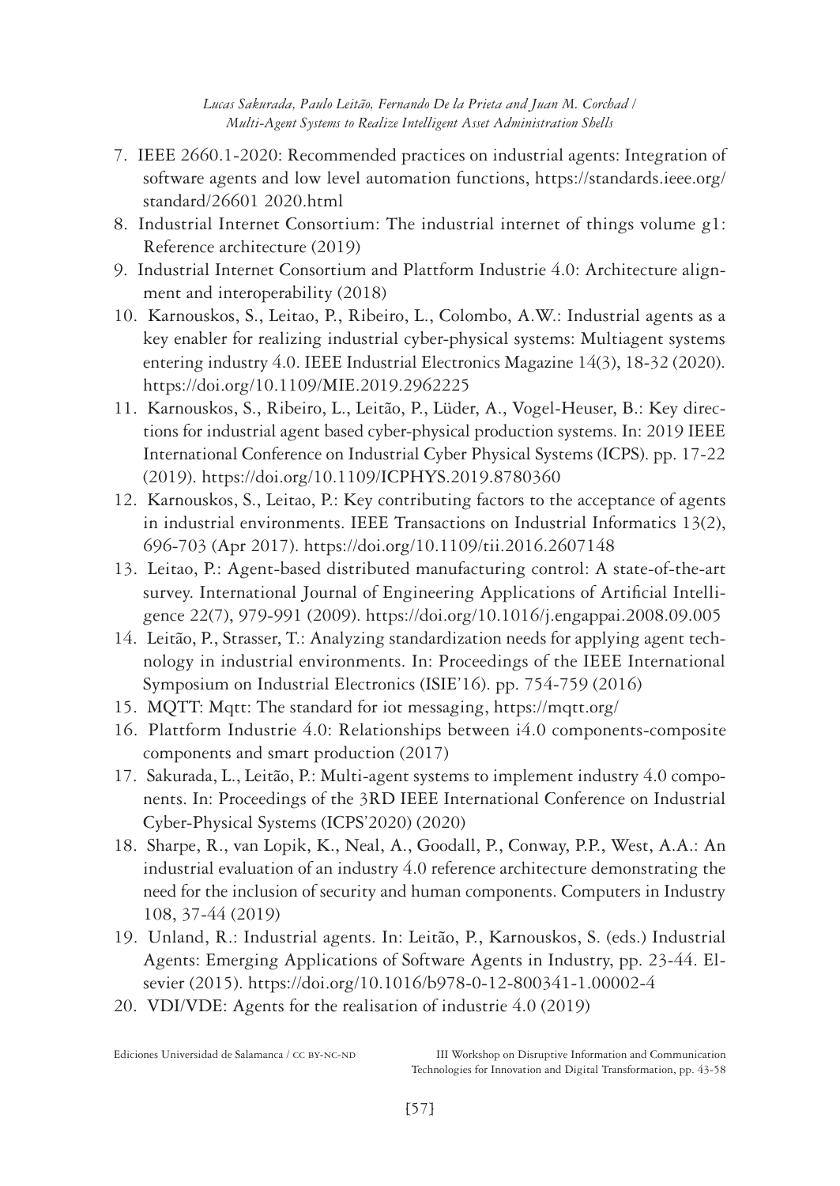7. IEEE 2660.1-2020: Recommended practices on industrial agents: Integration of software agents and low level automation functions, https://standards.ieee.org/standard/26601 2020.html
8. Industrial Internet Consortium: The industrial internet of things volume g1: Reference architecture (2019)
9. Industrial Internet Consortium and Plattform Industrie 4.0: Architecture alignment and interoperability (2018)
10. Karnouskos, S., Leitao, P., Ribeiro, L., Colombo, A.W.: Industrial agents as a key enabler for realizing industrial cyber-physical systems: Multiagent systems entering industry 4.0. IEEE Industrial Electronics Magazine 14(3), 18-32 (2020). https://doi.org/10.1109/MIE.2019.2962225
11. Karnouskos, S., Ribeiro, L., Leitão, P., Lüder, A., Vogel-Heuser, B.: Key directions for industrial agent based cyber-physical production systems. In: 2019 IEEE International Conference on Industrial Cyber Physical Systems (ICPS). pp. 17-22 (2019). https://doi.org/10.1109/ICPHYS.2019.8780360
12. Karnouskos, S., Leitao, P.: Key contributing factors to the acceptance of agents in industrial environments. IEEE Transactions on Industrial Informatics 13(2), 696-703 (Apr 2017). https://doi.org/10.1109/tii.2016.2607148
13. Leitao, P.: Agent-based distributed manufacturing control: A state-of-the-art survey. International Journal of Engineering Applications of Artificial Intelligence 22(7), 979-991 (2009). https://doi.org/10.1016/j.engappai.2008.09.005
14. Leitão, P., Strasser, T.: Analyzing standardization needs for applying agent technology in industrial environments. In: Proceedings of the IEEE International Symposium on Industrial Electronics (ISIE'16). pp. 754-759 (2016)
15. MQTT: Mqtt: The standard for iot messaging, https://mqtt.org/
16. Plattform Industrie 4.0: Relationships between i4.0 components-composite components and smart production (2017)
17. Sakurada, L., Leitão, P.: Multi-agent systems to implement industry 4.0 components. In: Proceedings of the 3RD IEEE International Conference on Industrial Cyber-Physical Systems (ICPS'2020) (2020)
18. Sharpe, R., van Lopik, K., Neal, A., Goodall, P., Conway, P.P., West, A.A.: An industrial evaluation of an industry 4.0 reference architecture demonstrating the need for the inclusion of security and human components. Computers in Industry 108, 37-44 (2019)
19. Unland, R.: Industrial agents. In: Leitão, P., Karnouskos, S. (eds.) Industrial Agents: Emerging Applications of Software Agents in Industry, pp. 23-44. Elsevier (2015). https://doi.org/10.1016/b978-0-12-800341-1.00002-4
20. VDI/VDE: Agents for the realisation of industrie 4.0 (2019)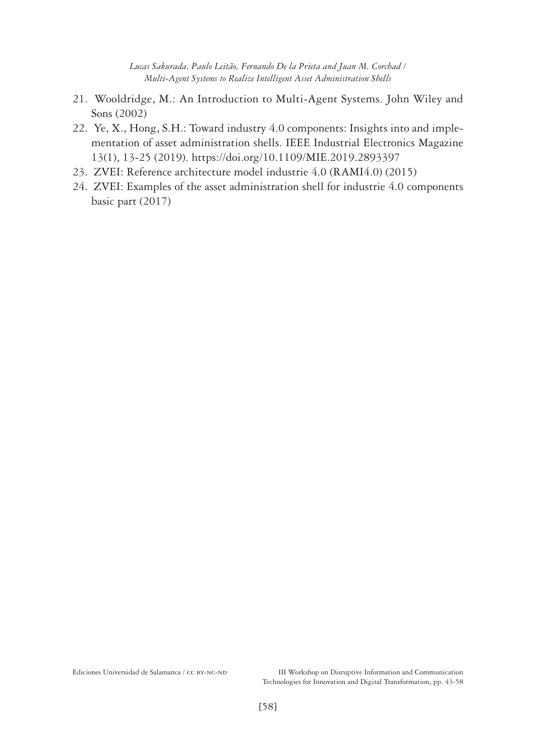21. Wooldridge, M.: An Introduction to Multi-Agent Systems. John Wiley and Sons (2002)
22. Ye, X., Hong, S.H.: Toward industry 4.0 components: Insights into and implementation of asset administration shells. IEEE Industrial Electronics Magazine 13(1), 13-25 (2019). https://doi.org/10.1109/MIE.2019.2893397
23. ZVEI: Reference architecture model industrie 4.0 (RAMI4.0) (2015)
24. ZVEI: Examples of the asset administration shell for industrie 4.0 components basic part (2017)